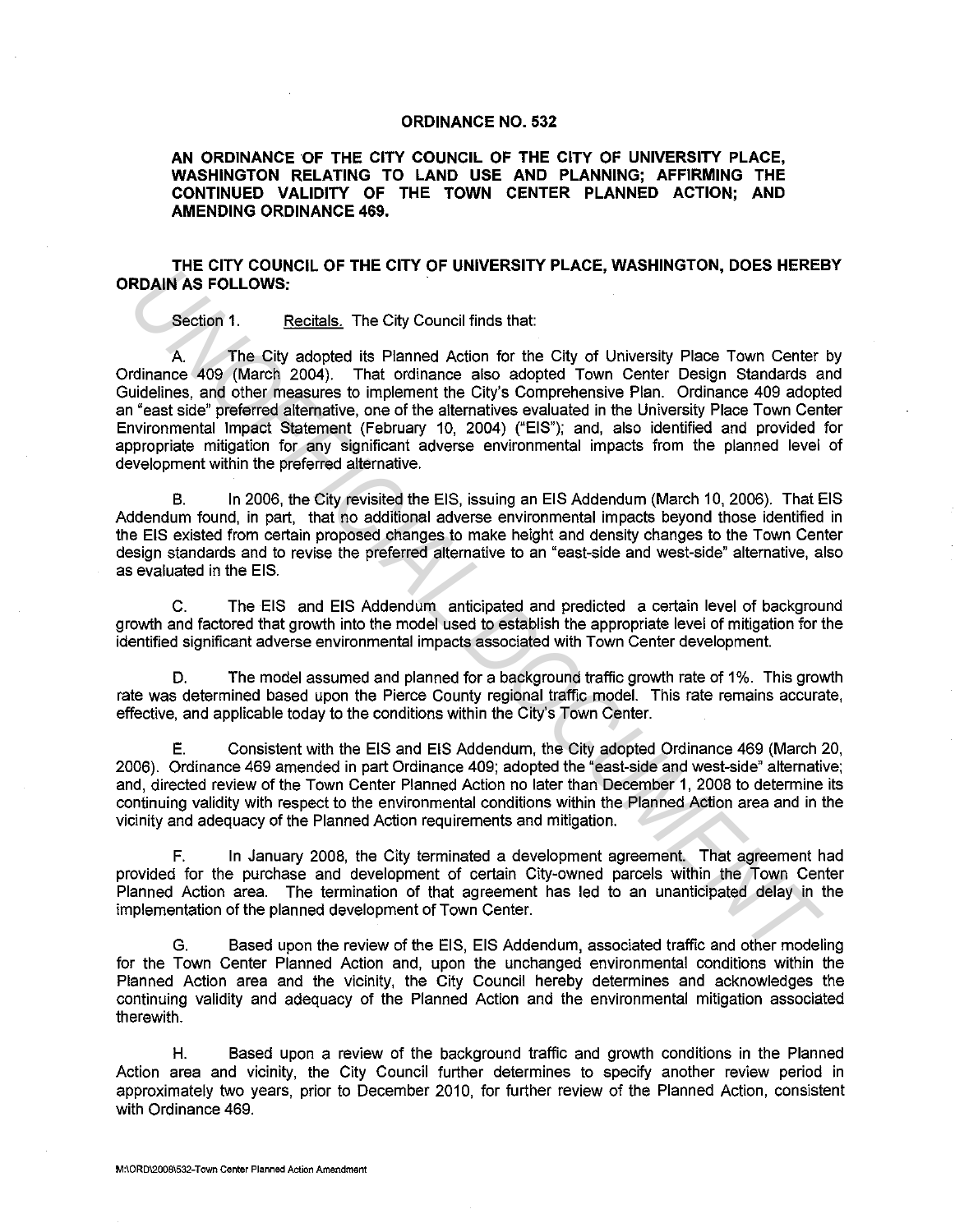# ORDINANCE NO. 532

**AN ORDINANCE OF THE CITY COUNCIL OF THE CITY OF UNIVERSITY PLACE, WASHINGTON RELATING TO LAND USE AND PLANNING; AFFIRMING THE CONTINUED VALIDITY OF THE TOWN CENTER PLANNED ACTION; AND AMENDING ORDINANCE 469.**

**THE CITY COUNCIL OF THE CITY OF UNIVERSITY PLACE, WASHINGTON, DOES HEREBY ORDAIN AS FOLLOWS:**

Section 1. Recitals. The City Council finds that:

A. The City adopted its Planned Action for the City of University Place Town Center by Ordinance 409 (March 2004). That ordinance also adopted Town Center Design Standards and Guidelines, and other measures to implement the City's Comprehensive Plan. Ordinance 409 adopted an "east side" preferred alternative, one of the alternatives evaluated in the University Place Town Center Environmental Impact Statement (February 10, 2004) ("EIS"); and, also identified and provided for appropriate mitigation for any significant adverse environmental impacts from the planned level of development within the preferred alternative.

B. In 2006, the City revisited the EIS, issuing an EIS Addendum (March 10, 2006). That EIS Addendum found, in part, that no additional adverse environmental impacts beyond those identified in the EIS existed from certain proposed changes to make height and density changes to the Town Center design standards and to revise the preferred alternative to an "east-side and west-side" alternative, also as evaluated in the EIS.

C. The EIS and EIS Addendum anticipated and predicted a certain level of background growth and factored that growth into the model used to establish the appropriate level of mitigation for the identified significant adverse environmental impacts associated with Town Center development.

D. The model assumed and planned for a background traffic growth rate of 1%. This growth rate was determined based upon the Pierce County regional traffic model. This rate remains accurate, effective, and applicable today to the conditions within the City's Town Center.

E. Consistent with the EIS and EIS Addendum, the City adopted Ordinance 469 (March 20, 2006). Ordinance 469 amended in part Ordinance 409; adopted the "east-side and west-side" alternative; and, directed review of the Town Center Planned Action no later than December 1, 2008 to determine its continuing validity with respect to the environmental conditions within the Planned Action area and in the vicinity and adequacy of the Planned Action requirements and mitigation.

F. In January 2008, the City terminated a development agreement. That agreement had provided for the purchase and development of certain City-owned parcels within the Town Center Planned Action area. The termination of that agreement has led to an unanticipated delay in the implementation of the planned development of Town Center.

G. Based upon the review of the EIS, EIS Addendum, associated traffic and other modeling for the Town Center Planned Action and, upon the unchanged environmental conditions within the Planned Action area and the vicinity, the City Council hereby determines and acknowledges the continuing validity and adequacy of the Planned Action and the environmental mitigation associated therewith.

H. Based upon a review of the background traffic and growth conditions in the Planned Action area and vicinity, the City Council further determines to specify another review period in approximately two years, prior to December 2010, for further review of the Planned Action, consistent with Ordinance 469.

M:\ORD\2008\532-Town Center Planned Action Amendment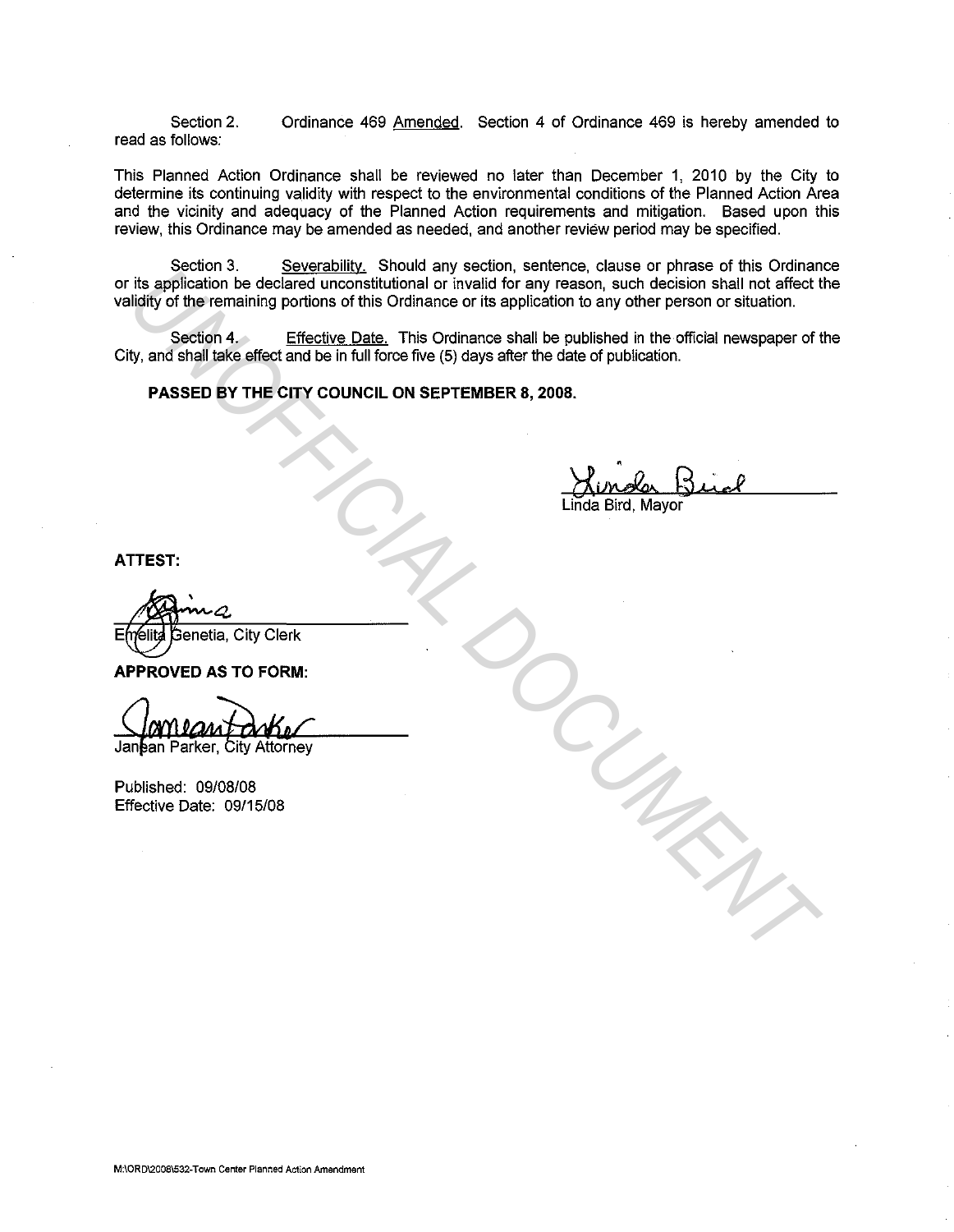Section 2. Ordinance 469 Amended. Section 4 of Ordinance 469 is hereby amended to read as follows:

This Planned Action Ordinance shall be reviewed no later than December 1, 2010 by the City to determine its continuing validity with respect to the environmental conditions of the Planned Action Area and the vicinity and adequacy of the Planned Action requirements and mitigation. Based upon this review, this Ordinance may be amended as needed, and another review period may be specified.

Section 3. Severability. Should any section, sentence, clause or phrase of this Ordinance or its application be declared unconstitutional or invalid for any reason, such decision shall not affect the validity of the remaining portions of this Ordinance or its application to any other person or situation.

Section 4. Effective Date. This Ordinance shall be published in the official newspaper of the City, and shall take effect and be in full force five (5) days after the date of publication.

**PASSED BY THE CITY COUNCIL ON SEPTEMBER 8, 2008.**

Linda Bird, Mayor

**ATTEST:**

Emelita Genetia, City Clerk

**APPROVED AS TO FORM:**

Janean Parker, City Attorney

Published: 09/08/08
Effective Date: 09/15/08

M:\ORD\2008\532-Town Center Planned Action Amendment

UNOFFICIAL DOCUMENT